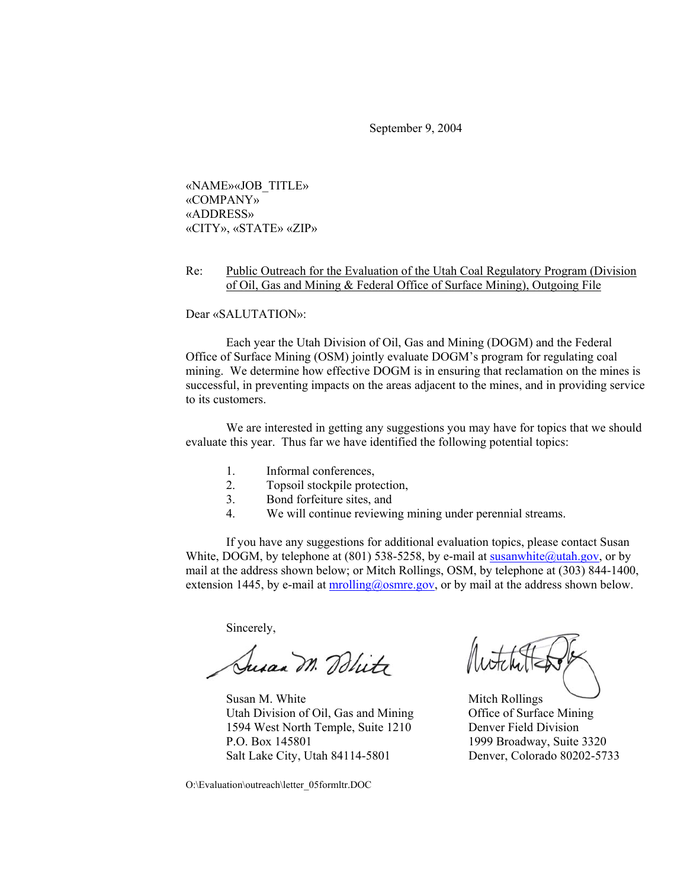September 9, 2004

«NAME»«JOB_TITLE»
«COMPANY»
«ADDRESS»
«CITY», «STATE» «ZIP»

Re: Public Outreach for the Evaluation of the Utah Coal Regulatory Program (Division of Oil, Gas and Mining & Federal Office of Surface Mining), Outgoing File

Dear «SALUTATION»:

Each year the Utah Division of Oil, Gas and Mining (DOGM) and the Federal Office of Surface Mining (OSM) jointly evaluate DOGM's program for regulating coal mining. We determine how effective DOGM is in ensuring that reclamation on the mines is successful, in preventing impacts on the areas adjacent to the mines, and in providing service to its customers.

We are interested in getting any suggestions you may have for topics that we should evaluate this year. Thus far we have identified the following potential topics:

1. Informal conferences,
2. Topsoil stockpile protection,
3. Bond forfeiture sites, and
4. We will continue reviewing mining under perennial streams.

If you have any suggestions for additional evaluation topics, please contact Susan White, DOGM, by telephone at (801) 538-5258, by e-mail at susanwhite@utah.gov, or by mail at the address shown below; or Mitch Rollings, OSM, by telephone at (303) 844-1400, extension 1445, by e-mail at mrolling@osmre.gov, or by mail at the address shown below.

Sincerely,

Susan M. White
Utah Division of Oil, Gas and Mining
1594 West North Temple, Suite 1210
P.O. Box 145801
Salt Lake City, Utah 84114-5801

Mitch Rollings
Office of Surface Mining
Denver Field Division
1999 Broadway, Suite 3320
Denver, Colorado 80202-5733

O:\Evaluation\outreach\letter_05formltr.DOC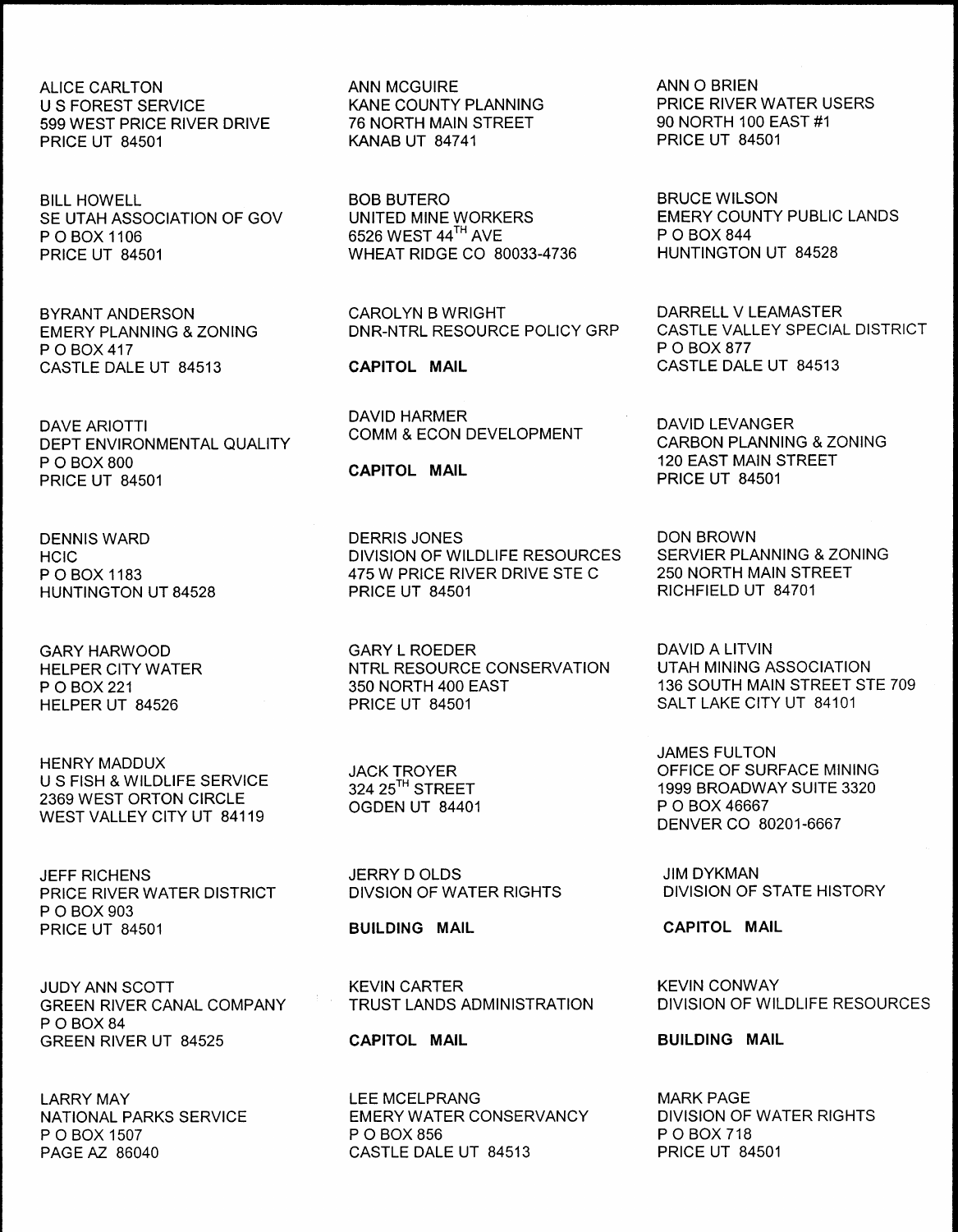ALICE CARLTON
U S FOREST SERVICE
599 WEST PRICE RIVER DRIVE
PRICE UT 84501

ANN MCGUIRE
KANE COUNTY PLANNING
76 NORTH MAIN STREET
KANAB UT 84741

ANN O BRIEN
PRICE RIVER WATER USERS
90 NORTH 100 EAST #1
PRICE UT 84501

BILL HOWELL
SE UTAH ASSOCIATION OF GOV
P O BOX 1106
PRICE UT 84501

BOB BUTERO
UNITED MINE WORKERS
6526 WEST 44TH AVE
WHEAT RIDGE CO 80033-4736

BRUCE WILSON
EMERY COUNTY PUBLIC LANDS
P O BOX 844
HUNTINGTON UT 84528

BYRANT ANDERSON
EMERY PLANNING & ZONING
P O BOX 417
CASTLE DALE UT 84513

CAROLYN B WRIGHT
DNR-NTRL RESOURCE POLICY GRP

**CAPITOL MAIL**

DARRELL V LEAMASTER
CASTLE VALLEY SPECIAL DISTRICT
P O BOX 877
CASTLE DALE UT 84513

DAVE ARIOTTI
DEPT ENVIRONMENTAL QUALITY
P O BOX 800
PRICE UT 84501

DAVID HARMER
COMM & ECON DEVELOPMENT

**CAPITOL MAIL**

DAVID LEVANGER
CARBON PLANNING & ZONING
120 EAST MAIN STREET
PRICE UT 84501

DENNIS WARD
HCIC
P O BOX 1183
HUNTINGTON UT 84528

DERRIS JONES
DIVISION OF WILDLIFE RESOURCES
475 W PRICE RIVER DRIVE STE C
PRICE UT 84501

DON BROWN
SERVIER PLANNING & ZONING
250 NORTH MAIN STREET
RICHFIELD UT 84701

GARY HARWOOD
HELPER CITY WATER
P O BOX 221
HELPER UT 84526

GARY L ROEDER
NTRL RESOURCE CONSERVATION
350 NORTH 400 EAST
PRICE UT 84501

DAVID A LITVIN
UTAH MINING ASSOCIATION
136 SOUTH MAIN STREET STE 709
SALT LAKE CITY UT 84101

HENRY MADDUX
U S FISH & WILDLIFE SERVICE
2369 WEST ORTON CIRCLE
WEST VALLEY CITY UT 84119

JACK TROYER
324 25TH STREET
OGDEN UT 84401

JAMES FULTON
OFFICE OF SURFACE MINING
1999 BROADWAY SUITE 3320
P O BOX 46667
DENVER CO 80201-6667

JEFF RICHENS
PRICE RIVER WATER DISTRICT
P O BOX 903
PRICE UT 84501

JERRY D OLDS
DIVSION OF WATER RIGHTS

**BUILDING MAIL**

JIM DYKMAN
DIVISION OF STATE HISTORY

**CAPITOL MAIL**

JUDY ANN SCOTT
GREEN RIVER CANAL COMPANY
P O BOX 84
GREEN RIVER UT 84525

KEVIN CARTER
TRUST LANDS ADMINISTRATION

**CAPITOL MAIL**

KEVIN CONWAY
DIVISION OF WILDLIFE RESOURCES

**BUILDING MAIL**

LARRY MAY
NATIONAL PARKS SERVICE
P O BOX 1507
PAGE AZ 86040

LEE MCELPRANG
EMERY WATER CONSERVANCY
P O BOX 856
CASTLE DALE UT 84513

MARK PAGE
DIVISION OF WATER RIGHTS
P O BOX 718
PRICE UT 84501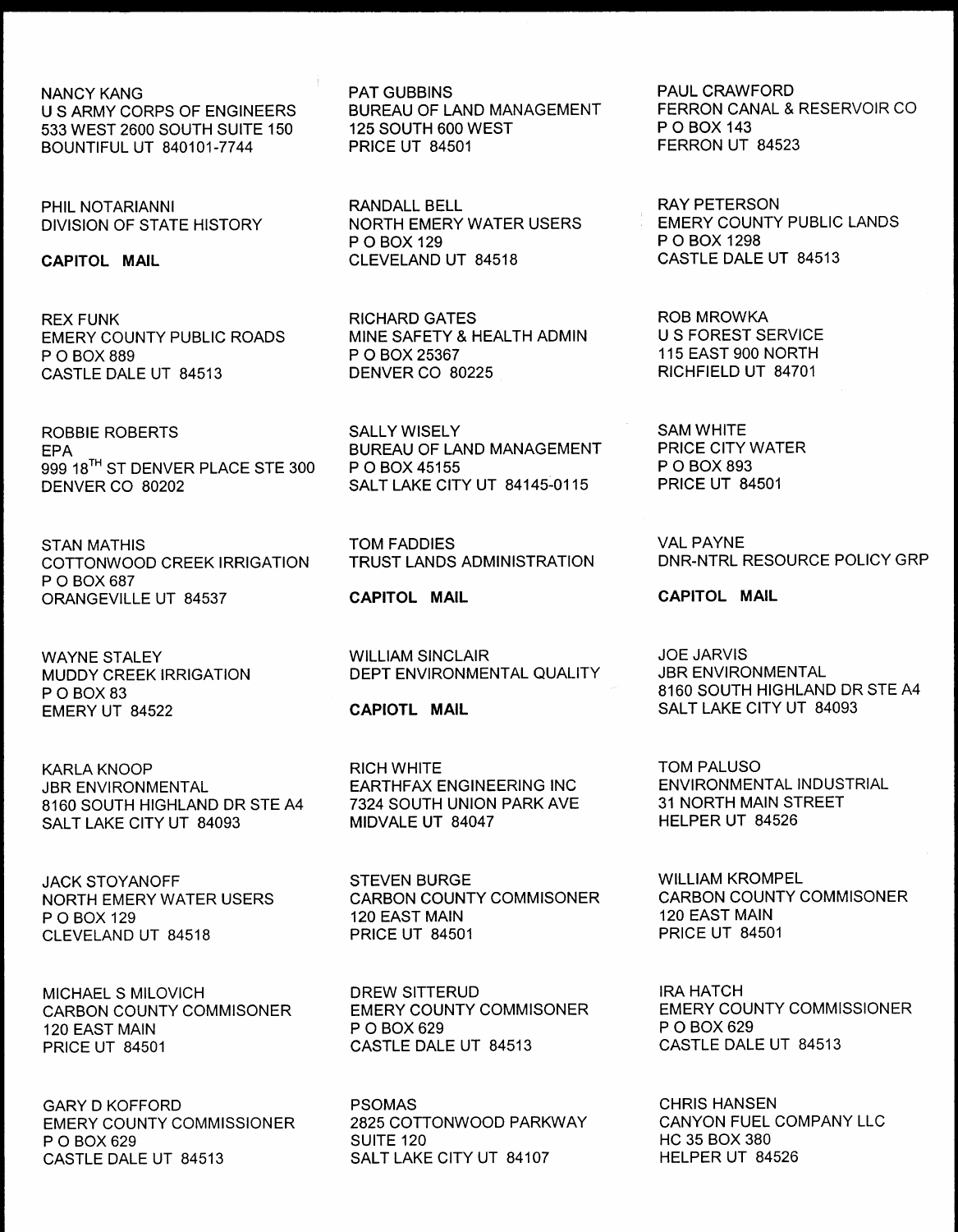NANCY KANG
U S ARMY CORPS OF ENGINEERS
533 WEST 2600 SOUTH SUITE 150
BOUNTIFUL UT 840101-7744

PAT GUBBINS
BUREAU OF LAND MANAGEMENT
125 SOUTH 600 WEST
PRICE UT 84501

PAUL CRAWFORD
FERRON CANAL & RESERVOIR CO
P O BOX 143
FERRON UT 84523

PHIL NOTARIANNI
DIVISION OF STATE HISTORY

**CAPITOL MAIL**

RANDALL BELL
NORTH EMERY WATER USERS
P O BOX 129
CLEVELAND UT 84518

RAY PETERSON
EMERY COUNTY PUBLIC LANDS
P O BOX 1298
CASTLE DALE UT 84513

REX FUNK
EMERY COUNTY PUBLIC ROADS
P O BOX 889
CASTLE DALE UT 84513

RICHARD GATES
MINE SAFETY & HEALTH ADMIN
P O BOX 25367
DENVER CO 80225

ROB MROWKA
U S FOREST SERVICE
115 EAST 900 NORTH
RICHFIELD UT 84701

ROBBIE ROBERTS
EPA
999 18TH ST DENVER PLACE STE 300
DENVER CO 80202

SALLY WISELY
BUREAU OF LAND MANAGEMENT
P O BOX 45155
SALT LAKE CITY UT 84145-0115

SAM WHITE
PRICE CITY WATER
P O BOX 893
PRICE UT 84501

STAN MATHIS
COTTONWOOD CREEK IRRIGATION
P O BOX 687
ORANGEVILLE UT 84537

TOM FADDIES
TRUST LANDS ADMINISTRATION

**CAPITOL MAIL**

VAL PAYNE
DNR-NTRL RESOURCE POLICY GRP

**CAPITOL MAIL**

WAYNE STALEY
MUDDY CREEK IRRIGATION
P O BOX 83
EMERY UT 84522

WILLIAM SINCLAIR
DEPT ENVIRONMENTAL QUALITY

**CAPIOTL MAIL**

JOE JARVIS
JBR ENVIRONMENTAL
8160 SOUTH HIGHLAND DR STE A4
SALT LAKE CITY UT 84093

KARLA KNOOP
JBR ENVIRONMENTAL
8160 SOUTH HIGHLAND DR STE A4
SALT LAKE CITY UT 84093

RICH WHITE
EARTHFAX ENGINEERING INC
7324 SOUTH UNION PARK AVE
MIDVALE UT 84047

TOM PALUSO
ENVIRONMENTAL INDUSTRIAL
31 NORTH MAIN STREET
HELPER UT 84526

JACK STOYANOFF
NORTH EMERY WATER USERS
P O BOX 129
CLEVELAND UT 84518

STEVEN BURGE
CARBON COUNTY COMMISONER
120 EAST MAIN
PRICE UT 84501

WILLIAM KROMPEL
CARBON COUNTY COMMISONER
120 EAST MAIN
PRICE UT 84501

MICHAEL S MILOVICH
CARBON COUNTY COMMISONER
120 EAST MAIN
PRICE UT 84501

DREW SITTERUD
EMERY COUNTY COMMISONER
P O BOX 629
CASTLE DALE UT 84513

IRA HATCH
EMERY COUNTY COMMISSIONER
P O BOX 629
CASTLE DALE UT 84513

GARY D KOFFORD
EMERY COUNTY COMMISSIONER
P O BOX 629
CASTLE DALE UT 84513

PSOMAS
2825 COTTONWOOD PARKWAY
SUITE 120
SALT LAKE CITY UT 84107

CHRIS HANSEN
CANYON FUEL COMPANY LLC
HC 35 BOX 380
HELPER UT 84526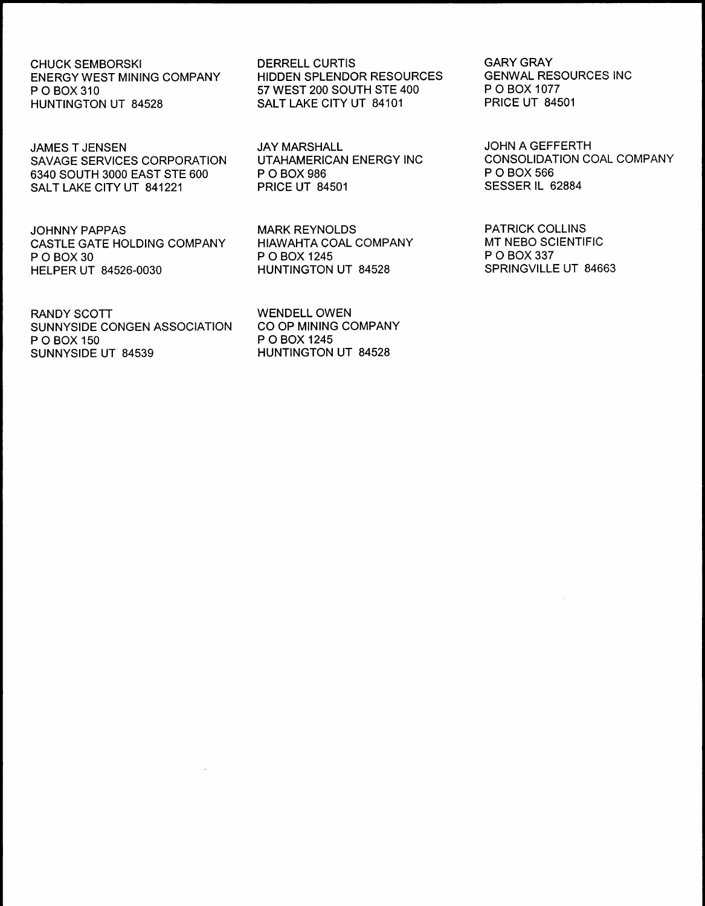CHUCK SEMBORSKI
ENERGY WEST MINING COMPANY
P O BOX 310
HUNTINGTON UT 84528

DERRELL CURTIS
HIDDEN SPLENDOR RESOURCES
57 WEST 200 SOUTH STE 400
SALT LAKE CITY UT 84101

GARY GRAY
GENWAL RESOURCES INC
P O BOX 1077
PRICE UT 84501

JAMES T JENSEN
SAVAGE SERVICES CORPORATION
6340 SOUTH 3000 EAST STE 600
SALT LAKE CITY UT 841221

JAY MARSHALL
UTAHAMERICAN ENERGY INC
P O BOX 986
PRICE UT 84501

JOHN A GEFFERTH
CONSOLIDATION COAL COMPANY
P O BOX 566
SESSER IL 62884

JOHNNY PAPPAS
CASTLE GATE HOLDING COMPANY
P O BOX 30
HELPER UT 84526-0030

MARK REYNOLDS
HIAWAHTA COAL COMPANY
P O BOX 1245
HUNTINGTON UT 84528

PATRICK COLLINS
MT NEBO SCIENTIFIC
P O BOX 337
SPRINGVILLE UT 84663

RANDY SCOTT
SUNNYSIDE CONGEN ASSOCIATION
P O BOX 150
SUNNYSIDE UT 84539

WENDELL OWEN
CO OP MINING COMPANY
P O BOX 1245
HUNTINGTON UT 84528